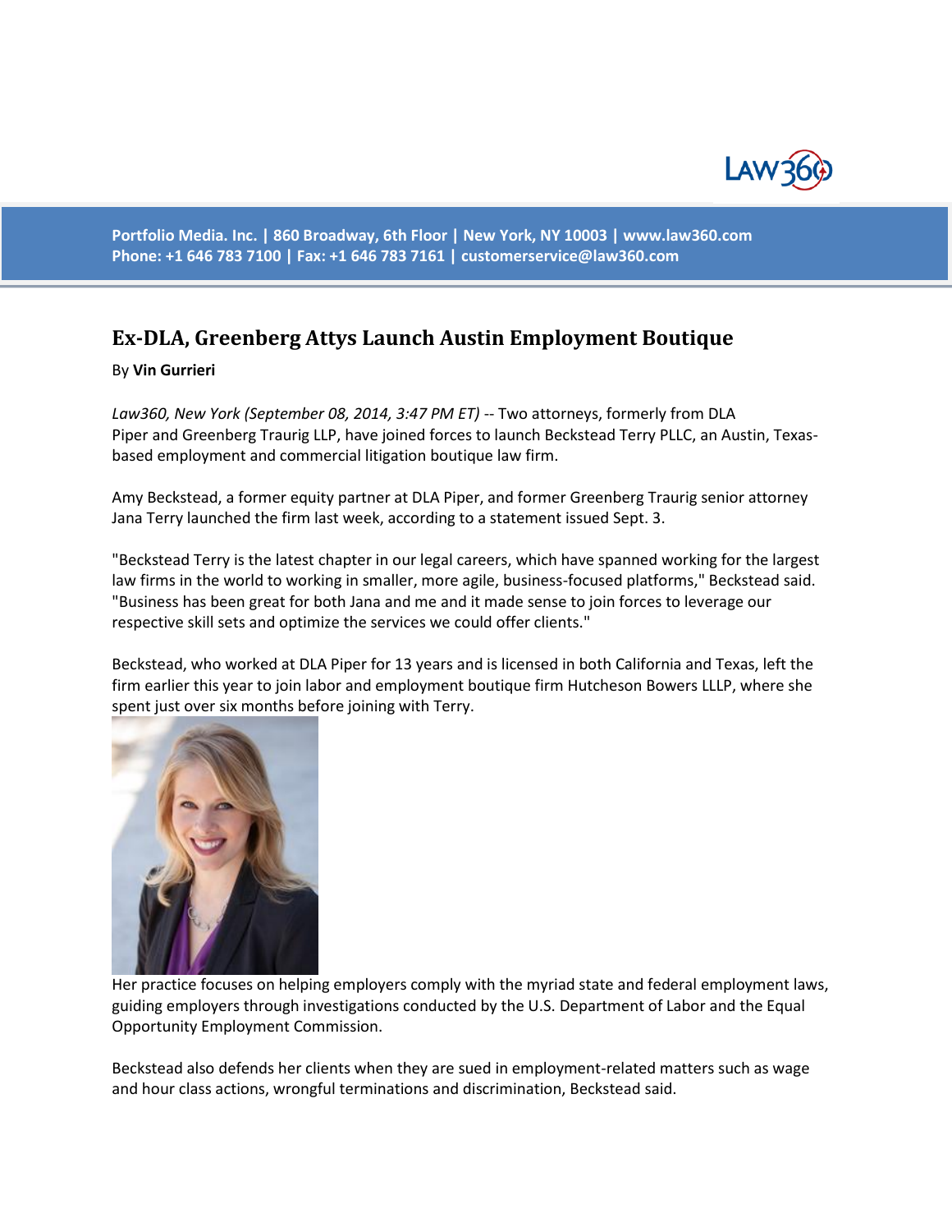Portfolio Media. Inc. | 860 Broadway, 6th Floor | New York, NY 10003 | www.law360.com
Phone: +1 646 783 7100 | Fax: +1 646 783 7161 | customerservice@law360.com

# Ex-DLA, Greenberg Attys Launch Austin Employment Boutique

By **Vin Gurrieri**

*Law360, New York (September 08, 2014, 3:47 PM ET)* -- Two attorneys, formerly from DLA Piper and Greenberg Traurig LLP, have joined forces to launch Beckstead Terry PLLC, an Austin, Texas-based employment and commercial litigation boutique law firm.

Amy Beckstead, a former equity partner at DLA Piper, and former Greenberg Traurig senior attorney Jana Terry launched the firm last week, according to a statement issued Sept. 3.

"Beckstead Terry is the latest chapter in our legal careers, which have spanned working for the largest law firms in the world to working in smaller, more agile, business-focused platforms," Beckstead said. "Business has been great for both Jana and me and it made sense to join forces to leverage our respective skill sets and optimize the services we could offer clients."

Beckstead, who worked at DLA Piper for 13 years and is licensed in both California and Texas, left the firm earlier this year to join labor and employment boutique firm Hutcheson Bowers LLLP, where she spent just over six months before joining with Terry.

Her practice focuses on helping employers comply with the myriad state and federal employment laws, guiding employers through investigations conducted by the U.S. Department of Labor and the Equal Opportunity Employment Commission.

Beckstead also defends her clients when they are sued in employment-related matters such as wage and hour class actions, wrongful terminations and discrimination, Beckstead said.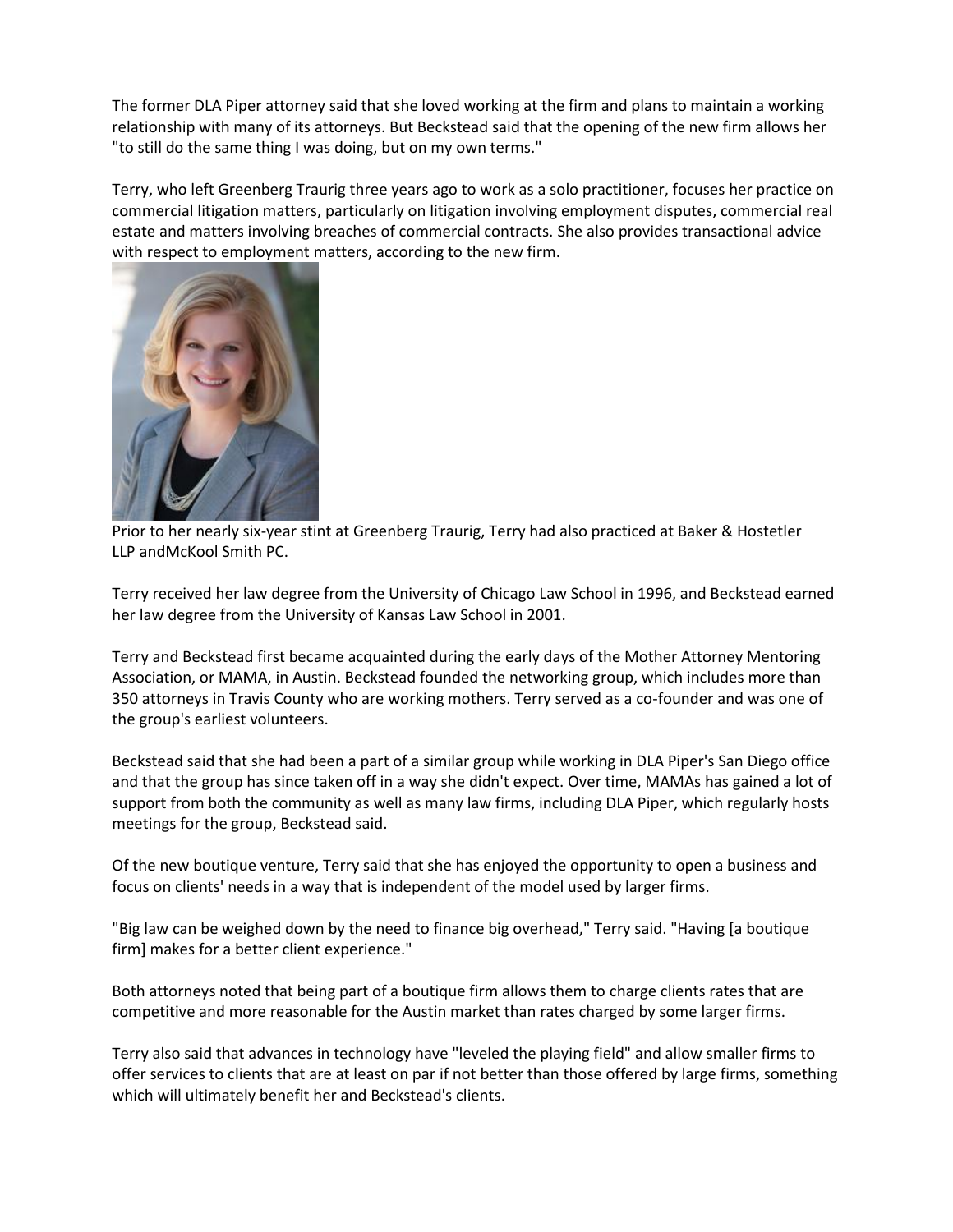The former DLA Piper attorney said that she loved working at the firm and plans to maintain a working relationship with many of its attorneys. But Beckstead said that the opening of the new firm allows her "to still do the same thing I was doing, but on my own terms."

Terry, who left Greenberg Traurig three years ago to work as a solo practitioner, focuses her practice on commercial litigation matters, particularly on litigation involving employment disputes, commercial real estate and matters involving breaches of commercial contracts. She also provides transactional advice with respect to employment matters, according to the new firm.

Prior to her nearly six-year stint at Greenberg Traurig, Terry had also practiced at Baker & Hostetler LLP andMcKool Smith PC.

Terry received her law degree from the University of Chicago Law School in 1996, and Beckstead earned her law degree from the University of Kansas Law School in 2001.

Terry and Beckstead first became acquainted during the early days of the Mother Attorney Mentoring Association, or MAMA, in Austin. Beckstead founded the networking group, which includes more than 350 attorneys in Travis County who are working mothers. Terry served as a co-founder and was one of the group's earliest volunteers.

Beckstead said that she had been a part of a similar group while working in DLA Piper's San Diego office and that the group has since taken off in a way she didn't expect. Over time, MAMAs has gained a lot of support from both the community as well as many law firms, including DLA Piper, which regularly hosts meetings for the group, Beckstead said.

Of the new boutique venture, Terry said that she has enjoyed the opportunity to open a business and focus on clients' needs in a way that is independent of the model used by larger firms.

"Big law can be weighed down by the need to finance big overhead," Terry said. "Having [a boutique firm] makes for a better client experience."

Both attorneys noted that being part of a boutique firm allows them to charge clients rates that are competitive and more reasonable for the Austin market than rates charged by some larger firms.

Terry also said that advances in technology have "leveled the playing field" and allow smaller firms to offer services to clients that are at least on par if not better than those offered by large firms, something which will ultimately benefit her and Beckstead's clients.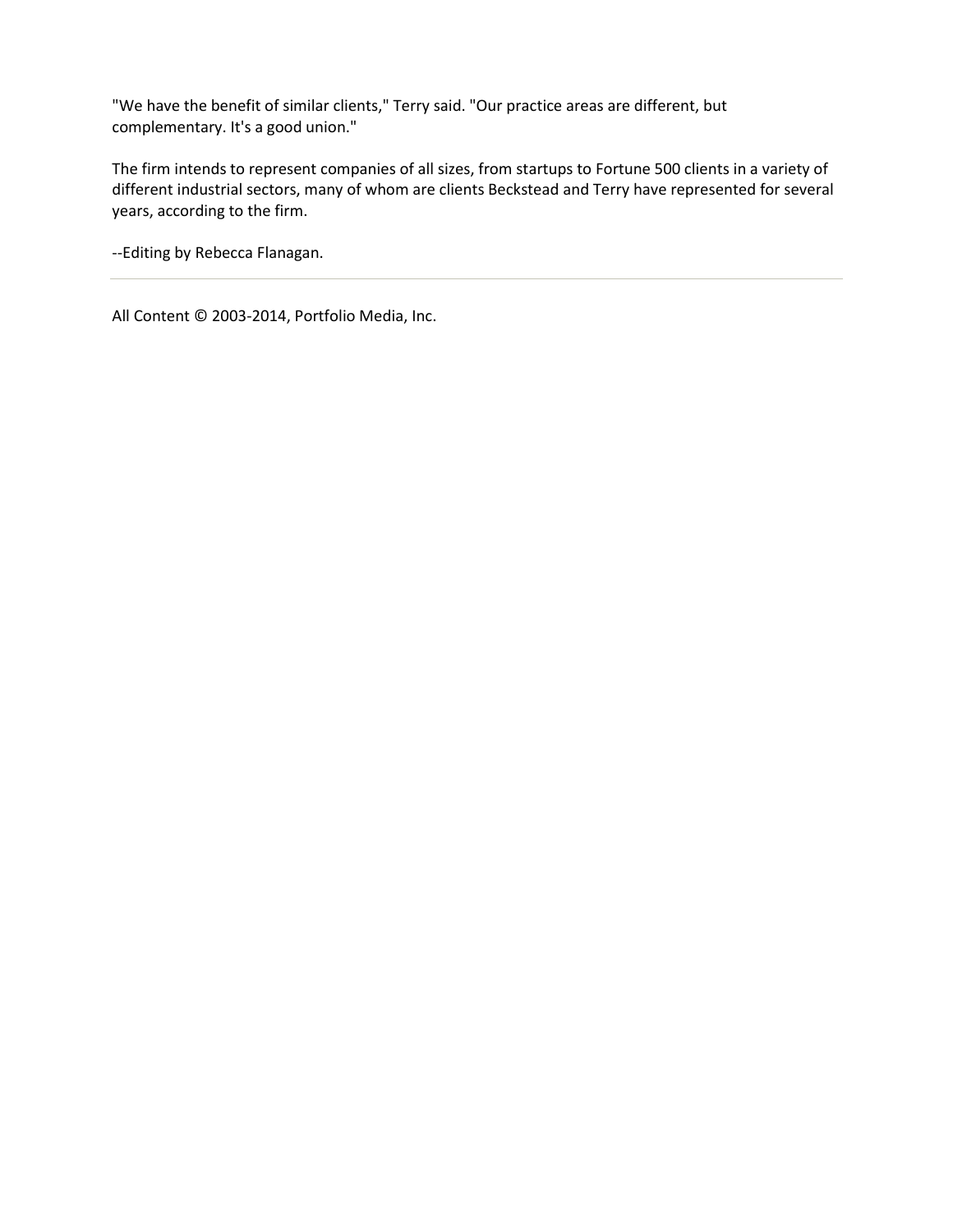"We have the benefit of similar clients," Terry said. "Our practice areas are different, but complementary. It's a good union."

The firm intends to represent companies of all sizes, from startups to Fortune 500 clients in a variety of different industrial sectors, many of whom are clients Beckstead and Terry have represented for several years, according to the firm.

--Editing by Rebecca Flanagan.

---

All Content © 2003-2014, Portfolio Media, Inc.